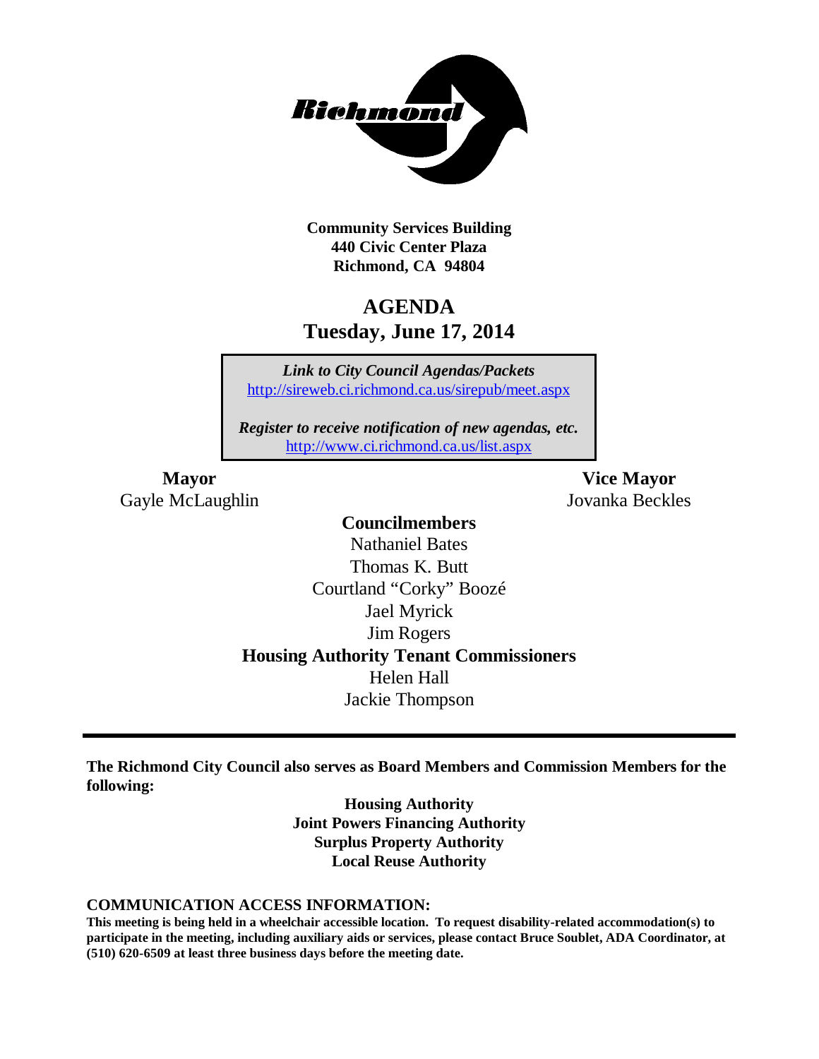Richmond

**Community Services Building**
**440 Civic Center Plaza**
**Richmond, CA 94804**

# AGENDA
## Tuesday, June 17, 2014

***Link to City Council Agendas/Packets***
http://sireweb.ci.richmond.ca.us/sirepub/meet.aspx

***Register to receive notification of new agendas, etc.***
http://www.ci.richmond.ca.us/list.aspx

**Mayor**
Gayle McLaughlin

**Vice Mayor**
Jovanka Beckles

**Councilmembers**
Nathaniel Bates
Thomas K. Butt
Courtland "Corky" Boozé
Jael Myrick
Jim Rogers

**Housing Authority Tenant Commissioners**
Helen Hall
Jackie Thompson

---

**The Richmond City Council also serves as Board Members and Commission Members for the following:**

**Housing Authority**
**Joint Powers Financing Authority**
**Surplus Property Authority**
**Local Reuse Authority**

**COMMUNICATION ACCESS INFORMATION:**
**This meeting is being held in a wheelchair accessible location. To request disability-related accommodation(s) to participate in the meeting, including auxiliary aids or services, please contact Bruce Soublet, ADA Coordinator, at (510) 620-6509 at least three business days before the meeting date.**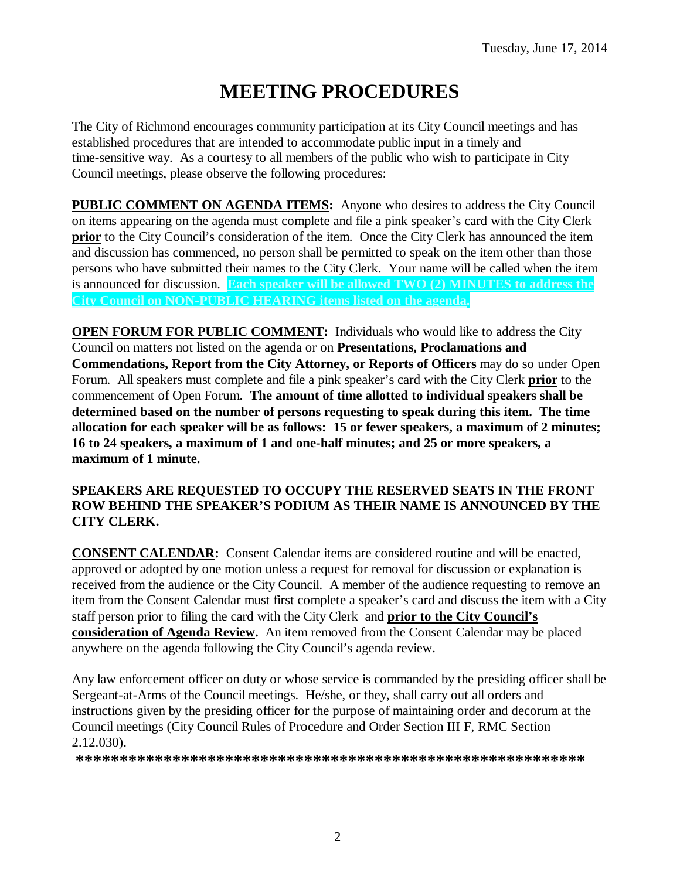Tuesday, June 17, 2014

# MEETING PROCEDURES

The City of Richmond encourages community participation at its City Council meetings and has established procedures that are intended to accommodate public input in a timely and time-sensitive way. As a courtesy to all members of the public who wish to participate in City Council meetings, please observe the following procedures:

**PUBLIC COMMENT ON AGENDA ITEMS:** Anyone who desires to address the City Council on items appearing on the agenda must complete and file a pink speaker's card with the City Clerk **prior** to the City Council's consideration of the item. Once the City Clerk has announced the item and discussion has commenced, no person shall be permitted to speak on the item other than those persons who have submitted their names to the City Clerk. Your name will be called when the item is announced for discussion. **Each speaker will be allowed TWO (2) MINUTES to address the City Council on NON-PUBLIC HEARING items listed on the agenda.**

**OPEN FORUM FOR PUBLIC COMMENT:** Individuals who would like to address the City Council on matters not listed on the agenda or on **Presentations, Proclamations and Commendations, Report from the City Attorney, or Reports of Officers** may do so under Open Forum. All speakers must complete and file a pink speaker's card with the City Clerk **prior** to the commencement of Open Forum. **The amount of time allotted to individual speakers shall be determined based on the number of persons requesting to speak during this item. The time allocation for each speaker will be as follows: 15 or fewer speakers, a maximum of 2 minutes; 16 to 24 speakers, a maximum of 1 and one-half minutes; and 25 or more speakers, a maximum of 1 minute.**

**SPEAKERS ARE REQUESTED TO OCCUPY THE RESERVED SEATS IN THE FRONT ROW BEHIND THE SPEAKER'S PODIUM AS THEIR NAME IS ANNOUNCED BY THE CITY CLERK.**

**CONSENT CALENDAR:** Consent Calendar items are considered routine and will be enacted, approved or adopted by one motion unless a request for removal for discussion or explanation is received from the audience or the City Council. A member of the audience requesting to remove an item from the Consent Calendar must first complete a speaker's card and discuss the item with a City staff person prior to filing the card with the City Clerk and **prior to the City Council's consideration of Agenda Review.** An item removed from the Consent Calendar may be placed anywhere on the agenda following the City Council's agenda review.

Any law enforcement officer on duty or whose service is commanded by the presiding officer shall be Sergeant-at-Arms of the Council meetings. He/she, or they, shall carry out all orders and instructions given by the presiding officer for the purpose of maintaining order and decorum at the Council meetings (City Council Rules of Procedure and Order Section III F, RMC Section 2.12.030).

**\*\*\*\*\*\*\*\*\*\*\*\*\*\*\*\*\*\*\*\*\*\*\*\*\*\*\*\*\*\*\*\*\*\*\*\*\*\*\*\*\*\*\*\*\*\*\*\*\*\*\*\*\*\*\*\*\*\***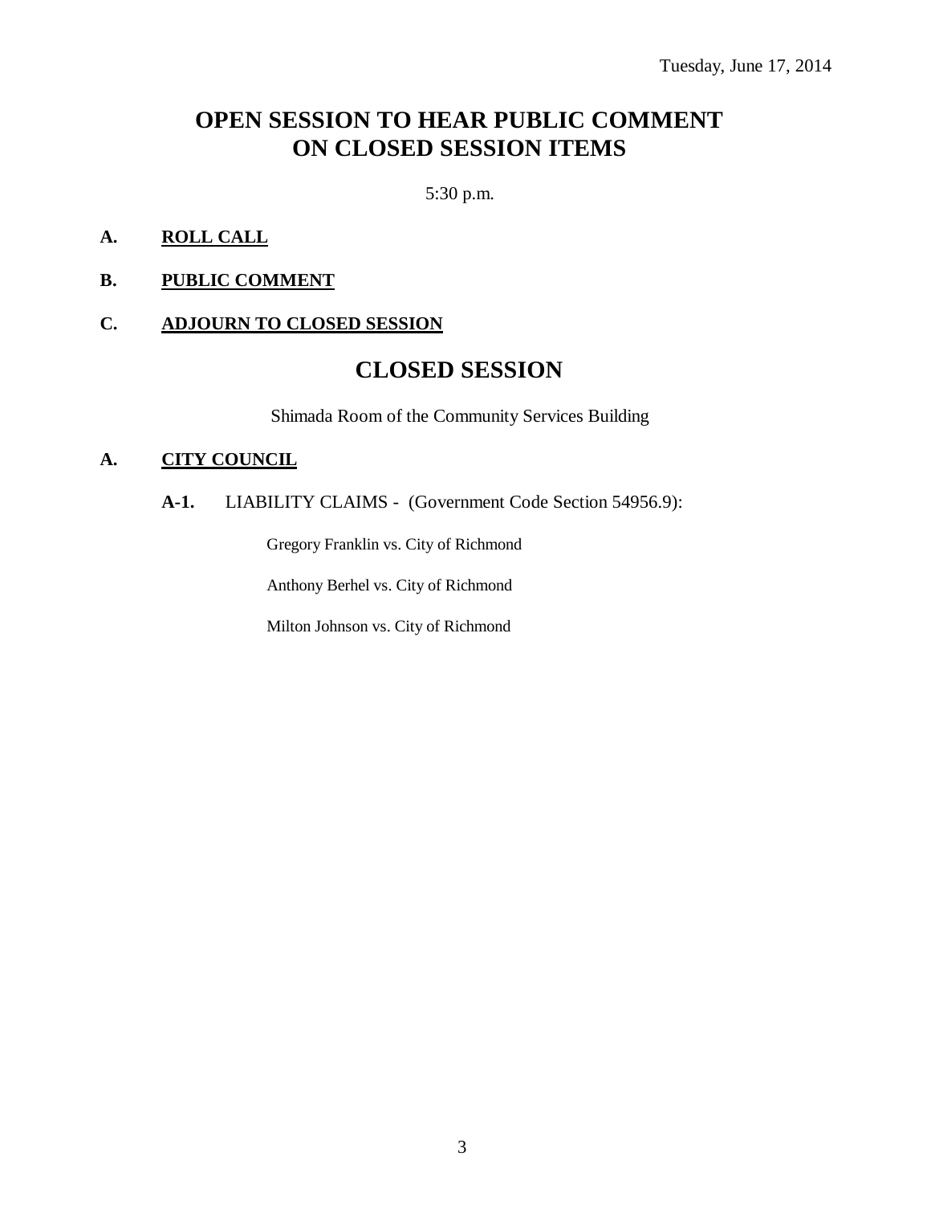Tuesday, June 17, 2014

# OPEN SESSION TO HEAR PUBLIC COMMENT ON CLOSED SESSION ITEMS

5:30 p.m.

**A. ROLL CALL**

**B. PUBLIC COMMENT**

**C. ADJOURN TO CLOSED SESSION**

# CLOSED SESSION

Shimada Room of the Community Services Building

**A. CITY COUNCIL**

**A-1.** LIABILITY CLAIMS - (Government Code Section 54956.9):

Gregory Franklin vs. City of Richmond

Anthony Berhel vs. City of Richmond

Milton Johnson vs. City of Richmond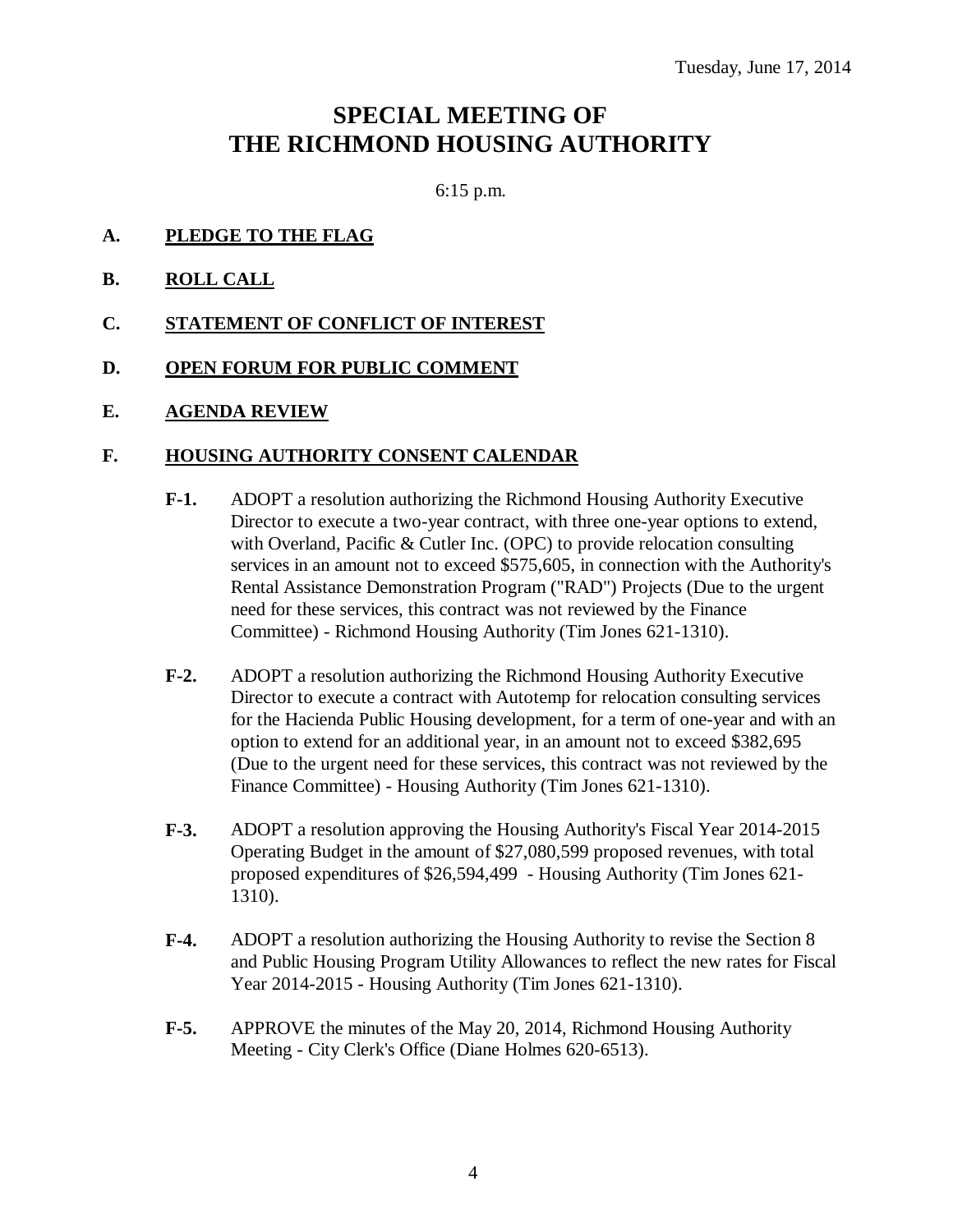Tuesday, June 17, 2014

# SPECIAL MEETING OF THE RICHMOND HOUSING AUTHORITY

6:15 p.m.

**A. PLEDGE TO THE FLAG**

**B. ROLL CALL**

**C. STATEMENT OF CONFLICT OF INTEREST**

**D. OPEN FORUM FOR PUBLIC COMMENT**

**E. AGENDA REVIEW**

**F. HOUSING AUTHORITY CONSENT CALENDAR**

**F-1.** ADOPT a resolution authorizing the Richmond Housing Authority Executive Director to execute a two-year contract, with three one-year options to extend, with Overland, Pacific & Cutler Inc. (OPC) to provide relocation consulting services in an amount not to exceed $575,605, in connection with the Authority's Rental Assistance Demonstration Program ("RAD") Projects (Due to the urgent need for these services, this contract was not reviewed by the Finance Committee) - Richmond Housing Authority (Tim Jones 621-1310).

**F-2.** ADOPT a resolution authorizing the Richmond Housing Authority Executive Director to execute a contract with Autotemp for relocation consulting services for the Hacienda Public Housing development, for a term of one-year and with an option to extend for an additional year, in an amount not to exceed $382,695 (Due to the urgent need for these services, this contract was not reviewed by the Finance Committee) - Housing Authority (Tim Jones 621-1310).

**F-3.** ADOPT a resolution approving the Housing Authority's Fiscal Year 2014-2015 Operating Budget in the amount of $27,080,599 proposed revenues, with total proposed expenditures of $26,594,499 - Housing Authority (Tim Jones 621-1310).

**F-4.** ADOPT a resolution authorizing the Housing Authority to revise the Section 8 and Public Housing Program Utility Allowances to reflect the new rates for Fiscal Year 2014-2015 - Housing Authority (Tim Jones 621-1310).

**F-5.** APPROVE the minutes of the May 20, 2014, Richmond Housing Authority Meeting - City Clerk's Office (Diane Holmes 620-6513).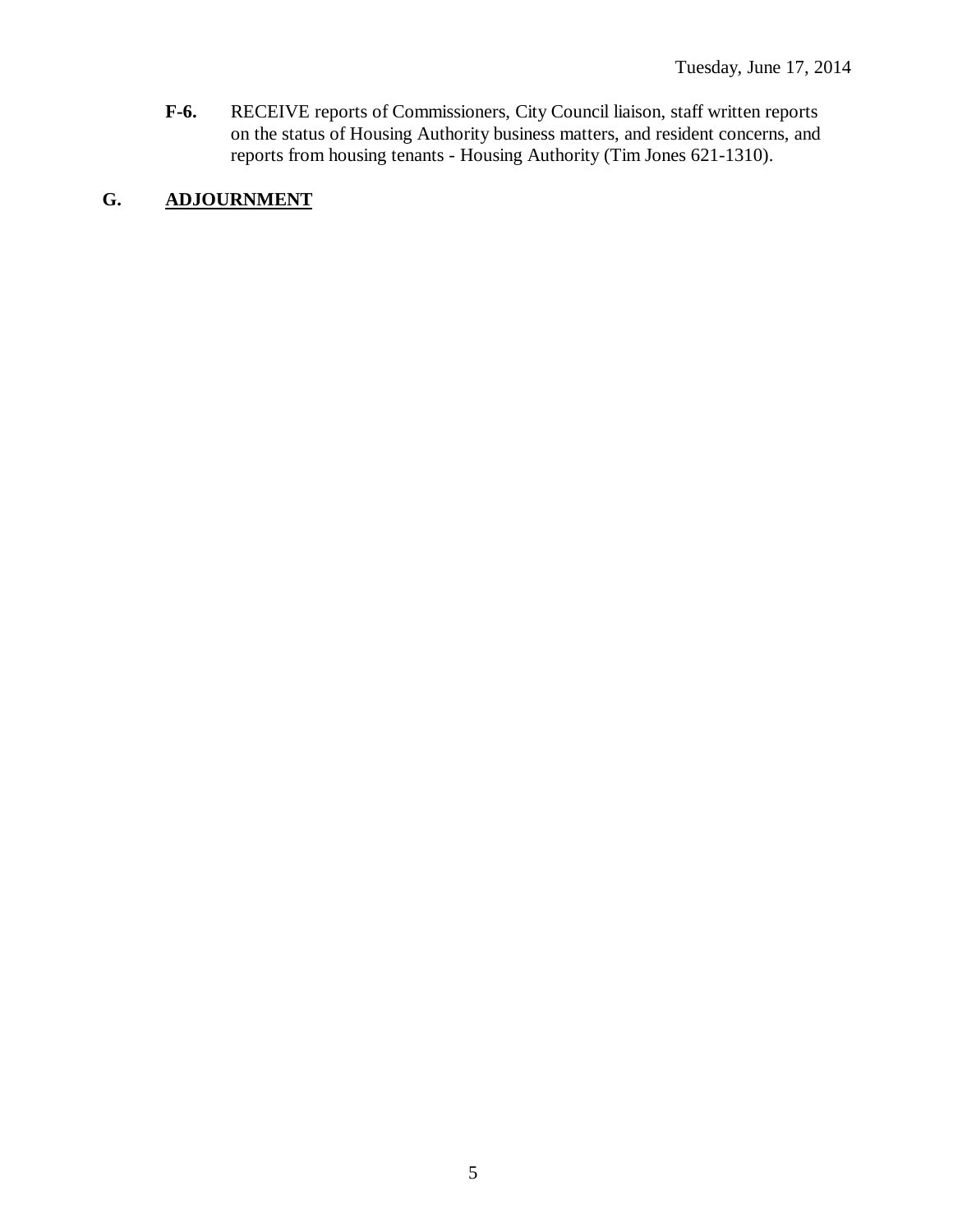**F-6.** RECEIVE reports of Commissioners, City Council liaison, staff written reports on the status of Housing Authority business matters, and resident concerns, and reports from housing tenants - Housing Authority (Tim Jones 621-1310).

## G. ADJOURNMENT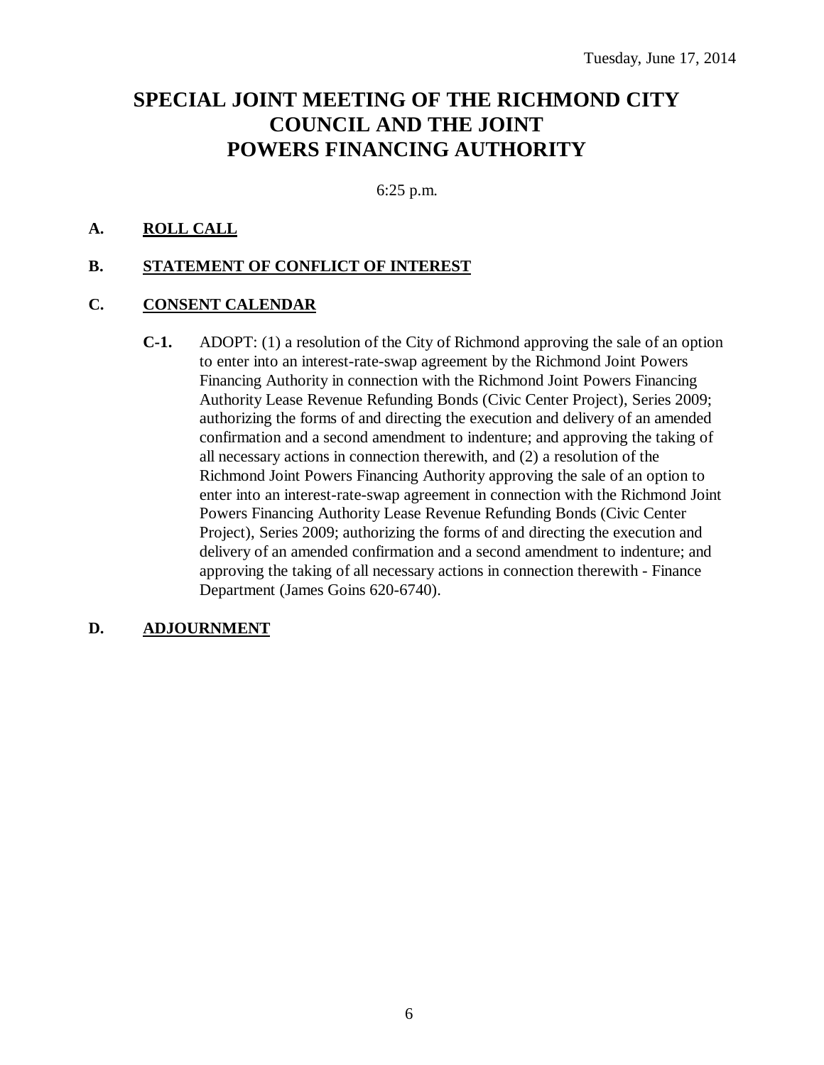Tuesday, June 17, 2014

# SPECIAL JOINT MEETING OF THE RICHMOND CITY COUNCIL AND THE JOINT POWERS FINANCING AUTHORITY

6:25 p.m.

**A. ROLL CALL**

**B. STATEMENT OF CONFLICT OF INTEREST**

**C. CONSENT CALENDAR**

**C-1.** ADOPT: (1) a resolution of the City of Richmond approving the sale of an option to enter into an interest-rate-swap agreement by the Richmond Joint Powers Financing Authority in connection with the Richmond Joint Powers Financing Authority Lease Revenue Refunding Bonds (Civic Center Project), Series 2009; authorizing the forms of and directing the execution and delivery of an amended confirmation and a second amendment to indenture; and approving the taking of all necessary actions in connection therewith, and (2) a resolution of the Richmond Joint Powers Financing Authority approving the sale of an option to enter into an interest-rate-swap agreement in connection with the Richmond Joint Powers Financing Authority Lease Revenue Refunding Bonds (Civic Center Project), Series 2009; authorizing the forms of and directing the execution and delivery of an amended confirmation and a second amendment to indenture; and approving the taking of all necessary actions in connection therewith - Finance Department (James Goins 620-6740).

**D. ADJOURNMENT**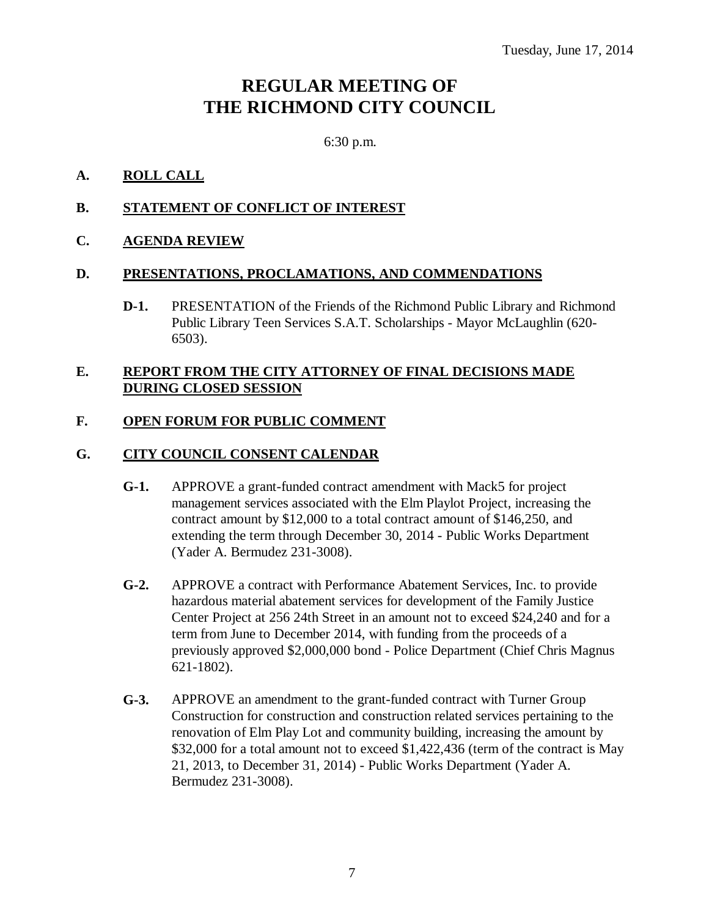Tuesday, June 17, 2014

# REGULAR MEETING OF THE RICHMOND CITY COUNCIL

6:30 p.m.

**A. ROLL CALL**

**B. STATEMENT OF CONFLICT OF INTEREST**

**C. AGENDA REVIEW**

**D. PRESENTATIONS, PROCLAMATIONS, AND COMMENDATIONS**

**D-1.** PRESENTATION of the Friends of the Richmond Public Library and Richmond Public Library Teen Services S.A.T. Scholarships - Mayor McLaughlin (620-6503).

**E. REPORT FROM THE CITY ATTORNEY OF FINAL DECISIONS MADE DURING CLOSED SESSION**

**F. OPEN FORUM FOR PUBLIC COMMENT**

**G. CITY COUNCIL CONSENT CALENDAR**

**G-1.** APPROVE a grant-funded contract amendment with Mack5 for project management services associated with the Elm Playlot Project, increasing the contract amount by $12,000 to a total contract amount of $146,250, and extending the term through December 30, 2014 - Public Works Department (Yader A. Bermudez 231-3008).

**G-2.** APPROVE a contract with Performance Abatement Services, Inc. to provide hazardous material abatement services for development of the Family Justice Center Project at 256 24th Street in an amount not to exceed $24,240 and for a term from June to December 2014, with funding from the proceeds of a previously approved $2,000,000 bond - Police Department (Chief Chris Magnus 621-1802).

**G-3.** APPROVE an amendment to the grant-funded contract with Turner Group Construction for construction and construction related services pertaining to the renovation of Elm Play Lot and community building, increasing the amount by $32,000 for a total amount not to exceed $1,422,436 (term of the contract is May 21, 2013, to December 31, 2014) - Public Works Department (Yader A. Bermudez 231-3008).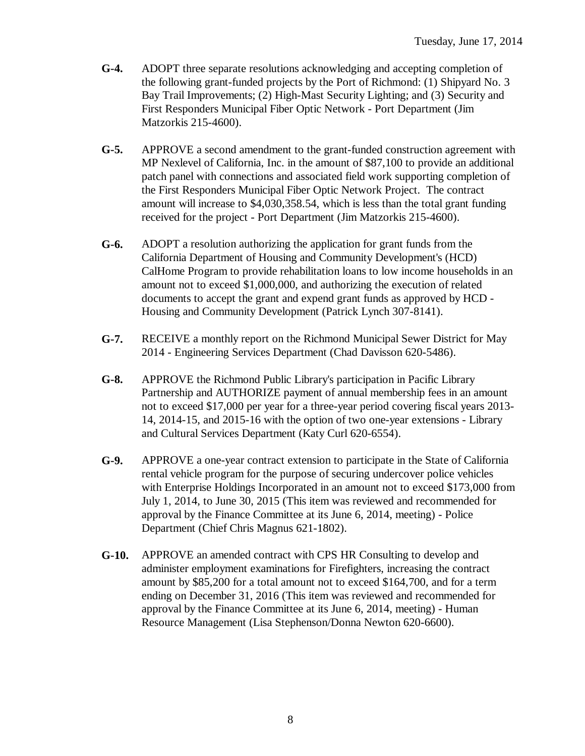**G-4.** ADOPT three separate resolutions acknowledging and accepting completion of the following grant-funded projects by the Port of Richmond: (1) Shipyard No. 3 Bay Trail Improvements; (2) High-Mast Security Lighting; and (3) Security and First Responders Municipal Fiber Optic Network - Port Department (Jim Matzorkis 215-4600).

**G-5.** APPROVE a second amendment to the grant-funded construction agreement with MP Nexlevel of California, Inc. in the amount of $87,100 to provide an additional patch panel with connections and associated field work supporting completion of the First Responders Municipal Fiber Optic Network Project. The contract amount will increase to $4,030,358.54, which is less than the total grant funding received for the project - Port Department (Jim Matzorkis 215-4600).

**G-6.** ADOPT a resolution authorizing the application for grant funds from the California Department of Housing and Community Development's (HCD) CalHome Program to provide rehabilitation loans to low income households in an amount not to exceed $1,000,000, and authorizing the execution of related documents to accept the grant and expend grant funds as approved by HCD - Housing and Community Development (Patrick Lynch 307-8141).

**G-7.** RECEIVE a monthly report on the Richmond Municipal Sewer District for May 2014 - Engineering Services Department (Chad Davisson 620-5486).

**G-8.** APPROVE the Richmond Public Library's participation in Pacific Library Partnership and AUTHORIZE payment of annual membership fees in an amount not to exceed $17,000 per year for a three-year period covering fiscal years 2013-14, 2014-15, and 2015-16 with the option of two one-year extensions - Library and Cultural Services Department (Katy Curl 620-6554).

**G-9.** APPROVE a one-year contract extension to participate in the State of California rental vehicle program for the purpose of securing undercover police vehicles with Enterprise Holdings Incorporated in an amount not to exceed $173,000 from July 1, 2014, to June 30, 2015 (This item was reviewed and recommended for approval by the Finance Committee at its June 6, 2014, meeting) - Police Department (Chief Chris Magnus 621-1802).

**G-10.** APPROVE an amended contract with CPS HR Consulting to develop and administer employment examinations for Firefighters, increasing the contract amount by $85,200 for a total amount not to exceed $164,700, and for a term ending on December 31, 2016 (This item was reviewed and recommended for approval by the Finance Committee at its June 6, 2014, meeting) - Human Resource Management (Lisa Stephenson/Donna Newton 620-6600).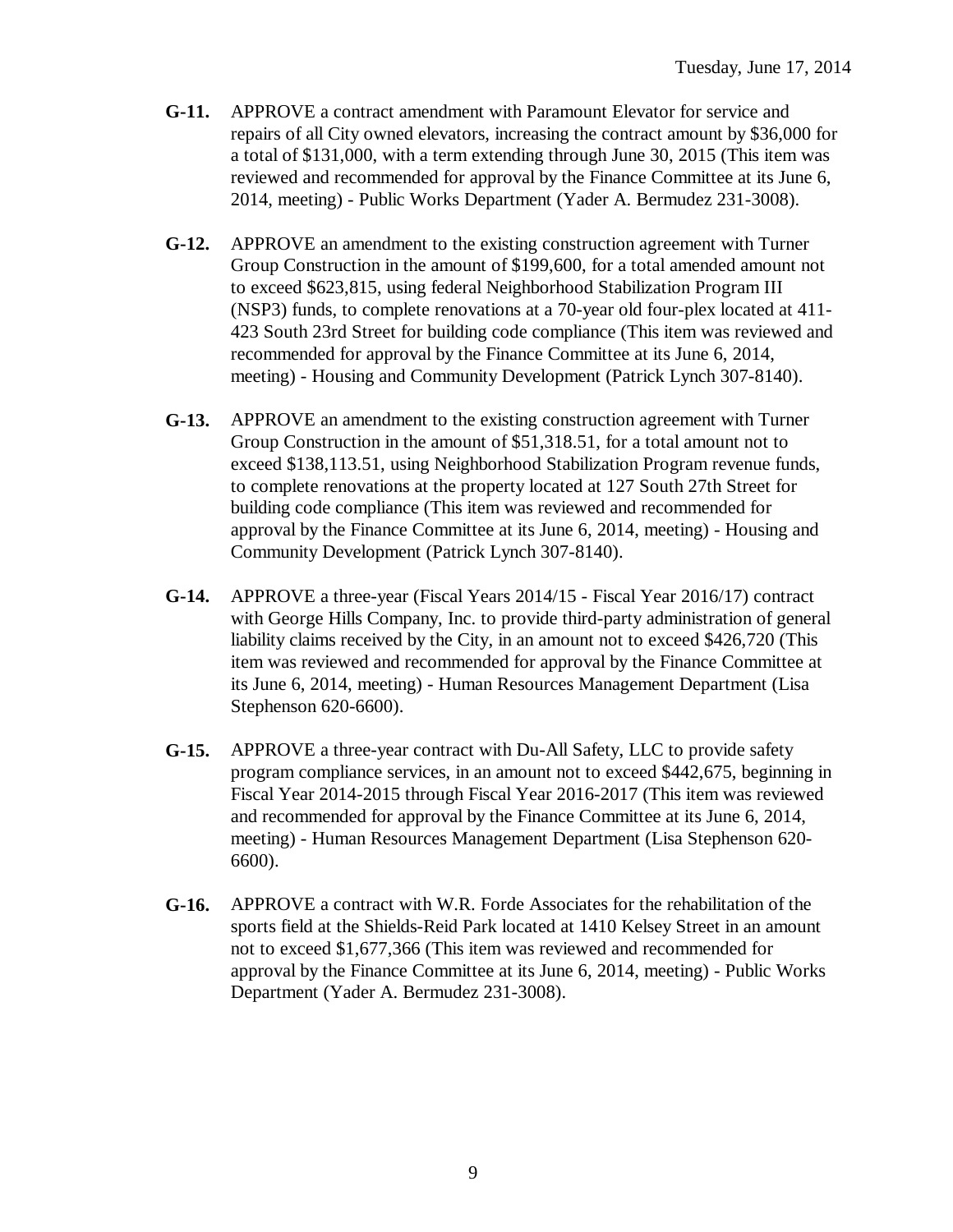**G-11.** APPROVE a contract amendment with Paramount Elevator for service and repairs of all City owned elevators, increasing the contract amount by $36,000 for a total of $131,000, with a term extending through June 30, 2015 (This item was reviewed and recommended for approval by the Finance Committee at its June 6, 2014, meeting) - Public Works Department (Yader A. Bermudez 231-3008).

**G-12.** APPROVE an amendment to the existing construction agreement with Turner Group Construction in the amount of $199,600, for a total amended amount not to exceed $623,815, using federal Neighborhood Stabilization Program III (NSP3) funds, to complete renovations at a 70-year old four-plex located at 411-423 South 23rd Street for building code compliance (This item was reviewed and recommended for approval by the Finance Committee at its June 6, 2014, meeting) - Housing and Community Development (Patrick Lynch 307-8140).

**G-13.** APPROVE an amendment to the existing construction agreement with Turner Group Construction in the amount of $51,318.51, for a total amount not to exceed $138,113.51, using Neighborhood Stabilization Program revenue funds, to complete renovations at the property located at 127 South 27th Street for building code compliance (This item was reviewed and recommended for approval by the Finance Committee at its June 6, 2014, meeting) - Housing and Community Development (Patrick Lynch 307-8140).

**G-14.** APPROVE a three-year (Fiscal Years 2014/15 - Fiscal Year 2016/17) contract with George Hills Company, Inc. to provide third-party administration of general liability claims received by the City, in an amount not to exceed $426,720 (This item was reviewed and recommended for approval by the Finance Committee at its June 6, 2014, meeting) - Human Resources Management Department (Lisa Stephenson 620-6600).

**G-15.** APPROVE a three-year contract with Du-All Safety, LLC to provide safety program compliance services, in an amount not to exceed $442,675, beginning in Fiscal Year 2014-2015 through Fiscal Year 2016-2017 (This item was reviewed and recommended for approval by the Finance Committee at its June 6, 2014, meeting) - Human Resources Management Department (Lisa Stephenson 620-6600).

**G-16.** APPROVE a contract with W.R. Forde Associates for the rehabilitation of the sports field at the Shields-Reid Park located at 1410 Kelsey Street in an amount not to exceed $1,677,366 (This item was reviewed and recommended for approval by the Finance Committee at its June 6, 2014, meeting) - Public Works Department (Yader A. Bermudez 231-3008).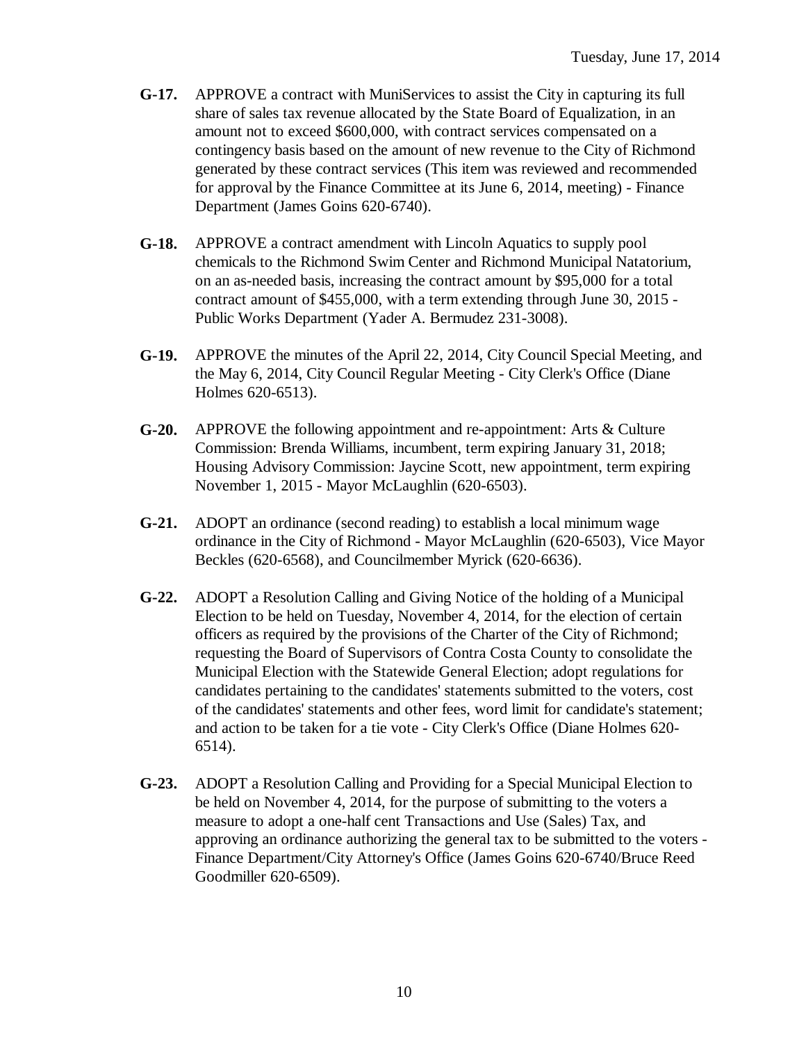**G-17.** APPROVE a contract with MuniServices to assist the City in capturing its full share of sales tax revenue allocated by the State Board of Equalization, in an amount not to exceed $600,000, with contract services compensated on a contingency basis based on the amount of new revenue to the City of Richmond generated by these contract services (This item was reviewed and recommended for approval by the Finance Committee at its June 6, 2014, meeting) - Finance Department (James Goins 620-6740).

**G-18.** APPROVE a contract amendment with Lincoln Aquatics to supply pool chemicals to the Richmond Swim Center and Richmond Municipal Natatorium, on an as-needed basis, increasing the contract amount by $95,000 for a total contract amount of $455,000, with a term extending through June 30, 2015 - Public Works Department (Yader A. Bermudez 231-3008).

**G-19.** APPROVE the minutes of the April 22, 2014, City Council Special Meeting, and the May 6, 2014, City Council Regular Meeting - City Clerk's Office (Diane Holmes 620-6513).

**G-20.** APPROVE the following appointment and re-appointment: Arts & Culture Commission: Brenda Williams, incumbent, term expiring January 31, 2018; Housing Advisory Commission: Jaycine Scott, new appointment, term expiring November 1, 2015 - Mayor McLaughlin (620-6503).

**G-21.** ADOPT an ordinance (second reading) to establish a local minimum wage ordinance in the City of Richmond - Mayor McLaughlin (620-6503), Vice Mayor Beckles (620-6568), and Councilmember Myrick (620-6636).

**G-22.** ADOPT a Resolution Calling and Giving Notice of the holding of a Municipal Election to be held on Tuesday, November 4, 2014, for the election of certain officers as required by the provisions of the Charter of the City of Richmond; requesting the Board of Supervisors of Contra Costa County to consolidate the Municipal Election with the Statewide General Election; adopt regulations for candidates pertaining to the candidates' statements submitted to the voters, cost of the candidates' statements and other fees, word limit for candidate's statement; and action to be taken for a tie vote - City Clerk's Office (Diane Holmes 620-6514).

**G-23.** ADOPT a Resolution Calling and Providing for a Special Municipal Election to be held on November 4, 2014, for the purpose of submitting to the voters a measure to adopt a one-half cent Transactions and Use (Sales) Tax, and approving an ordinance authorizing the general tax to be submitted to the voters - Finance Department/City Attorney's Office (James Goins 620-6740/Bruce Reed Goodmiller 620-6509).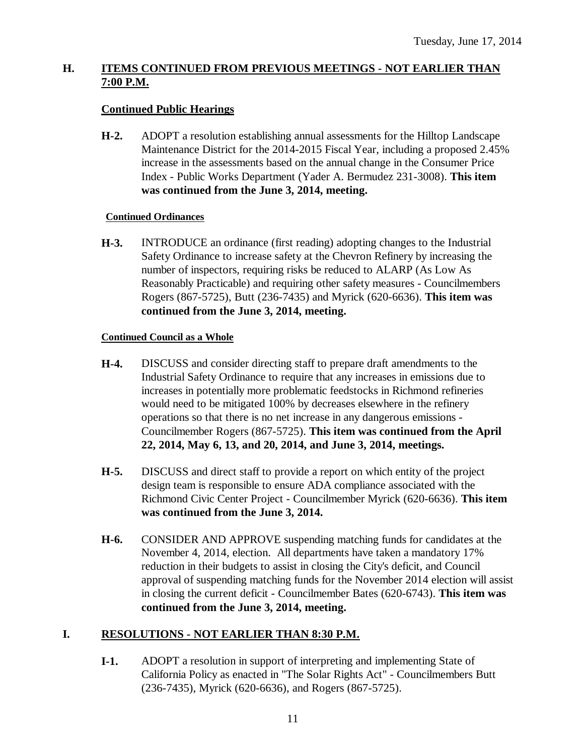## H. ITEMS CONTINUED FROM PREVIOUS MEETINGS - NOT EARLIER THAN 7:00 P.M.

### Continued Public Hearings

**H-2.** ADOPT a resolution establishing annual assessments for the Hilltop Landscape Maintenance District for the 2014-2015 Fiscal Year, including a proposed 2.45% increase in the assessments based on the annual change in the Consumer Price Index - Public Works Department (Yader A. Bermudez 231-3008). **This item was continued from the June 3, 2014, meeting.**

#### Continued Ordinances

**H-3.** INTRODUCE an ordinance (first reading) adopting changes to the Industrial Safety Ordinance to increase safety at the Chevron Refinery by increasing the number of inspectors, requiring risks be reduced to ALARP (As Low As Reasonably Practicable) and requiring other safety measures - Councilmembers Rogers (867-5725), Butt (236-7435) and Myrick (620-6636). **This item was continued from the June 3, 2014, meeting.**

#### Continued Council as a Whole

**H-4.** DISCUSS and consider directing staff to prepare draft amendments to the Industrial Safety Ordinance to require that any increases in emissions due to increases in potentially more problematic feedstocks in Richmond refineries would need to be mitigated 100% by decreases elsewhere in the refinery operations so that there is no net increase in any dangerous emissions - Councilmember Rogers (867-5725). **This item was continued from the April 22, 2014, May 6, 13, and 20, 2014, and June 3, 2014, meetings.**

**H-5.** DISCUSS and direct staff to provide a report on which entity of the project design team is responsible to ensure ADA compliance associated with the Richmond Civic Center Project - Councilmember Myrick (620-6636). **This item was continued from the June 3, 2014.**

**H-6.** CONSIDER AND APPROVE suspending matching funds for candidates at the November 4, 2014, election. All departments have taken a mandatory 17% reduction in their budgets to assist in closing the City's deficit, and Council approval of suspending matching funds for the November 2014 election will assist in closing the current deficit - Councilmember Bates (620-6743). **This item was continued from the June 3, 2014, meeting.**

## I. RESOLUTIONS - NOT EARLIER THAN 8:30 P.M.

**I-1.** ADOPT a resolution in support of interpreting and implementing State of California Policy as enacted in "The Solar Rights Act" - Councilmembers Butt (236-7435), Myrick (620-6636), and Rogers (867-5725).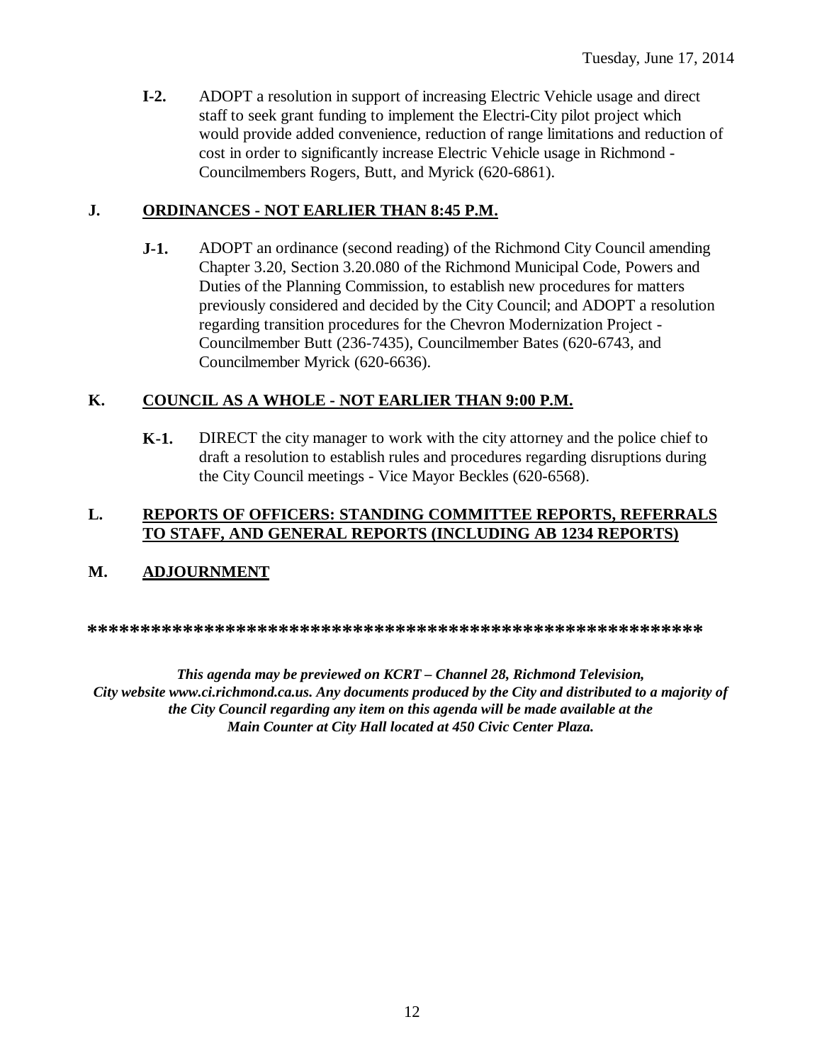**I-2.** ADOPT a resolution in support of increasing Electric Vehicle usage and direct staff to seek grant funding to implement the Electri-City pilot project which would provide added convenience, reduction of range limitations and reduction of cost in order to significantly increase Electric Vehicle usage in Richmond - Councilmembers Rogers, Butt, and Myrick (620-6861).

## J. ORDINANCES - NOT EARLIER THAN 8:45 P.M.

**J-1.** ADOPT an ordinance (second reading) of the Richmond City Council amending Chapter 3.20, Section 3.20.080 of the Richmond Municipal Code, Powers and Duties of the Planning Commission, to establish new procedures for matters previously considered and decided by the City Council; and ADOPT a resolution regarding transition procedures for the Chevron Modernization Project - Councilmember Butt (236-7435), Councilmember Bates (620-6743, and Councilmember Myrick (620-6636).

## K. COUNCIL AS A WHOLE - NOT EARLIER THAN 9:00 P.M.

**K-1.** DIRECT the city manager to work with the city attorney and the police chief to draft a resolution to establish rules and procedures regarding disruptions during the City Council meetings - Vice Mayor Beckles (620-6568).

## L. REPORTS OF OFFICERS: STANDING COMMITTEE REPORTS, REFERRALS TO STAFF, AND GENERAL REPORTS (INCLUDING AB 1234 REPORTS)

## M. ADJOURNMENT

**********************************************************

***This agenda may be previewed on KCRT – Channel 28, Richmond Television, City website www.ci.richmond.ca.us. Any documents produced by the City and distributed to a majority of the City Council regarding any item on this agenda will be made available at the Main Counter at City Hall located at 450 Civic Center Plaza.***